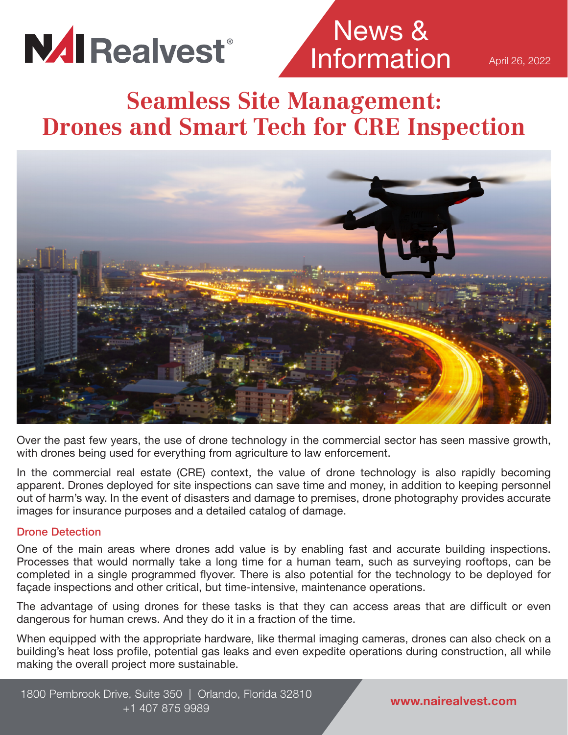# Seamless Site Management: Drones and Smart Tech for CRE Inspection

Over the past few years, the use of drone technology in the commercial sector has seen massive growth, with drones being used for everything from agriculture to law enforcement.

In the commercial real estate (CRE) context, the value of drone technology is also rapidly becoming apparent. Drones deployed for site inspections can save time and money, in addition to keeping personnel out of harm's way. In the event of disasters and damage to premises, drone photography provides accurate images for insurance purposes and a detailed catalog of damage.

## Drone Detection

One of the main areas where drones add value is by enabling fast and accurate building inspections. Processes that would normally take a long time for a human team, such as surveying rooftops, can be completed in a single programmed flyover. There is also potential for the technology to be deployed for façade inspections and other critical, but time-intensive, maintenance operations.

The advantage of using drones for these tasks is that they can access areas that are difficult or even dangerous for human crews. And they do it in a fraction of the time.

When equipped with the appropriate hardware, like thermal imaging cameras, drones can also check on a building's heat loss profile, potential gas leaks and even expedite operations during construction, all while making the overall project more sustainable.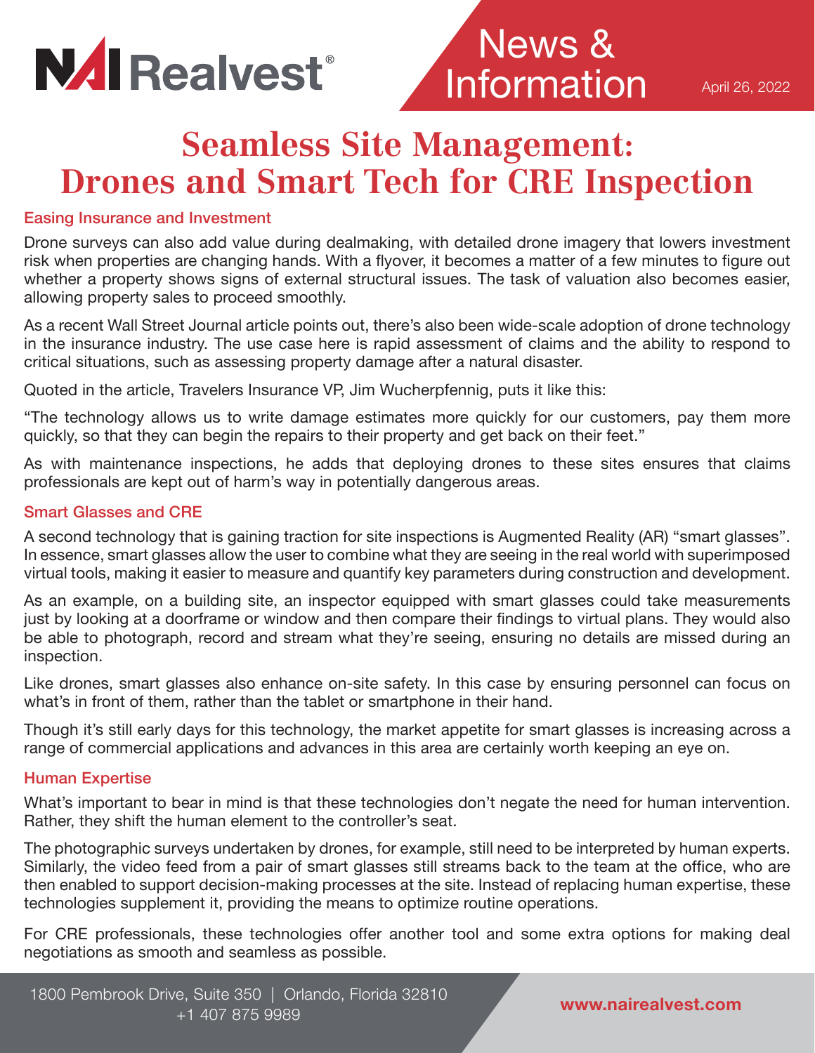# Seamless Site Management: Drones and Smart Tech for CRE Inspection

## Easing Insurance and Investment

Drone surveys can also add value during dealmaking, with detailed drone imagery that lowers investment risk when properties are changing hands. With a flyover, it becomes a matter of a few minutes to figure out whether a property shows signs of external structural issues. The task of valuation also becomes easier, allowing property sales to proceed smoothly.

As a recent Wall Street Journal article points out, there's also been wide-scale adoption of drone technology in the insurance industry. The use case here is rapid assessment of claims and the ability to respond to critical situations, such as assessing property damage after a natural disaster.

Quoted in the article, Travelers Insurance VP, Jim Wucherpfennig, puts it like this:

"The technology allows us to write damage estimates more quickly for our customers, pay them more quickly, so that they can begin the repairs to their property and get back on their feet."

As with maintenance inspections, he adds that deploying drones to these sites ensures that claims professionals are kept out of harm's way in potentially dangerous areas.

## Smart Glasses and CRE

A second technology that is gaining traction for site inspections is Augmented Reality (AR) "smart glasses". In essence, smart glasses allow the user to combine what they are seeing in the real world with superimposed virtual tools, making it easier to measure and quantify key parameters during construction and development.

As an example, on a building site, an inspector equipped with smart glasses could take measurements just by looking at a doorframe or window and then compare their findings to virtual plans. They would also be able to photograph, record and stream what they're seeing, ensuring no details are missed during an inspection.

Like drones, smart glasses also enhance on-site safety. In this case by ensuring personnel can focus on what's in front of them, rather than the tablet or smartphone in their hand.

Though it's still early days for this technology, the market appetite for smart glasses is increasing across a range of commercial applications and advances in this area are certainly worth keeping an eye on.

## Human Expertise

What's important to bear in mind is that these technologies don't negate the need for human intervention. Rather, they shift the human element to the controller's seat.

The photographic surveys undertaken by drones, for example, still need to be interpreted by human experts. Similarly, the video feed from a pair of smart glasses still streams back to the team at the office, who are then enabled to support decision-making processes at the site. Instead of replacing human expertise, these technologies supplement it, providing the means to optimize routine operations.

For CRE professionals, these technologies offer another tool and some extra options for making deal negotiations as smooth and seamless as possible.